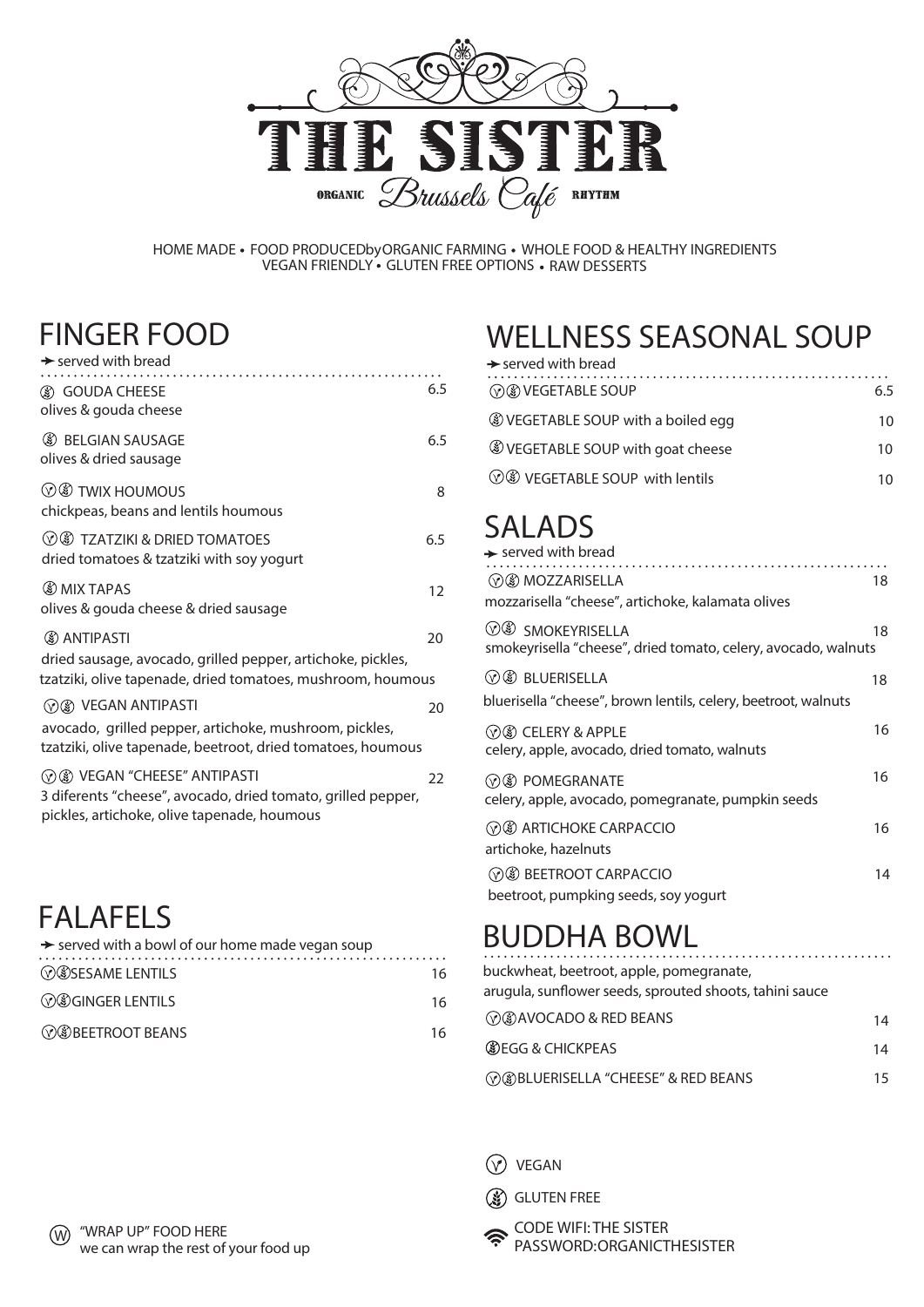# THE SISTER

ORGANIC *Brussels Café* RHYTHM

HOME MADE • FOOD PRODUCEDbyORGANIC FARMING • WHOLE FOOD & HEALTHY INGREDIENTS
VEGAN FRIENDLY • GLUTEN FREE OPTIONS • RAW DESSERTS

## FINGER FOOD

→ served with bread

| Item | Price |
|---|---|
| (GF) GOUDA CHEESE<br>olives & gouda cheese | 6.5 |
| (GF) BELGIAN SAUSAGE<br>olives & dried sausage | 6.5 |
| (V)(GF) TWIX HOUMOUS<br>chickpeas, beans and lentils houmous | 8 |
| (V)(GF) TZATZIKI & DRIED TOMATOES<br>dried tomatoes & tzatziki with soy yogurt | 6.5 |
| (GF) MIX TAPAS<br>olives & gouda cheese & dried sausage | 12 |
| (GF) ANTIPASTI<br>dried sausage, avocado, grilled pepper, artichoke, pickles, tzatziki, olive tapenade, dried tomatoes, mushroom, houmous | 20 |
| (V)(GF) VEGAN ANTIPASTI<br>avocado, grilled pepper, artichoke, mushroom, pickles, tzatziki, olive tapenade, beetroot, dried tomatoes, houmous | 20 |
| (V)(GF) VEGAN "CHEESE" ANTIPASTI<br>3 diferents "cheese", avocado, dried tomato, grilled pepper, pickles, artichoke, olive tapenade, houmous | 22 |

## FALAFELS

→ served with a bowl of our home made vegan soup

| Item | Price |
|---|---|
| (V)(GF) SESAME LENTILS | 16 |
| (V)(GF) GINGER LENTILS | 16 |
| (V)(GF) BEETROOT BEANS | 16 |

## WELLNESS SEASONAL SOUP

→ served with bread

| Item | Price |
|---|---|
| (V)(GF) VEGETABLE SOUP | 6.5 |
| (GF) VEGETABLE SOUP with a boiled egg | 10 |
| (GF) VEGETABLE SOUP with goat cheese | 10 |
| (V)(GF) VEGETABLE SOUP with lentils | 10 |

## SALADS

→ served with bread

| Item | Price |
|---|---|
| (V)(GF) MOZZARISELLA<br>mozzarisella "cheese", artichoke, kalamata olives | 18 |
| (V)(GF) SMOKEYRISELLA<br>smokeyrisella "cheese", dried tomato, celery, avocado, walnuts | 18 |
| (V)(GF) BLUERISELLA<br>bluerisella "cheese", brown lentils, celery, beetroot, walnuts | 18 |
| (V)(GF) CELERY & APPLE<br>celery, apple, avocado, dried tomato, walnuts | 16 |
| (V)(GF) POMEGRANATE<br>celery, apple, avocado, pomegranate, pumpkin seeds | 16 |
| (V)(GF) ARTICHOKE CARPACCIO<br>artichoke, hazelnuts | 16 |
| (V)(GF) BEETROOT CARPACCIO<br>beetroot, pumpking seeds, soy yogurt | 14 |

## BUDDHA BOWL

buckwheat, beetroot, apple, pomegranate, arugula, sunflower seeds, sprouted shoots, tahini sauce

| Item | Price |
|---|---|
| (V)(GF) AVOCADO & RED BEANS | 14 |
| (GF) EGG & CHICKPEAS | 14 |
| (V)(GF) BLUERISELLA "CHEESE" & RED BEANS | 15 |

(V) VEGAN

(GF) GLUTEN FREE

CODE WIFI: THE SISTER
PASSWORD:ORGANICTHESISTER

(W) "WRAP UP" FOOD HERE
we can wrap the rest of your food up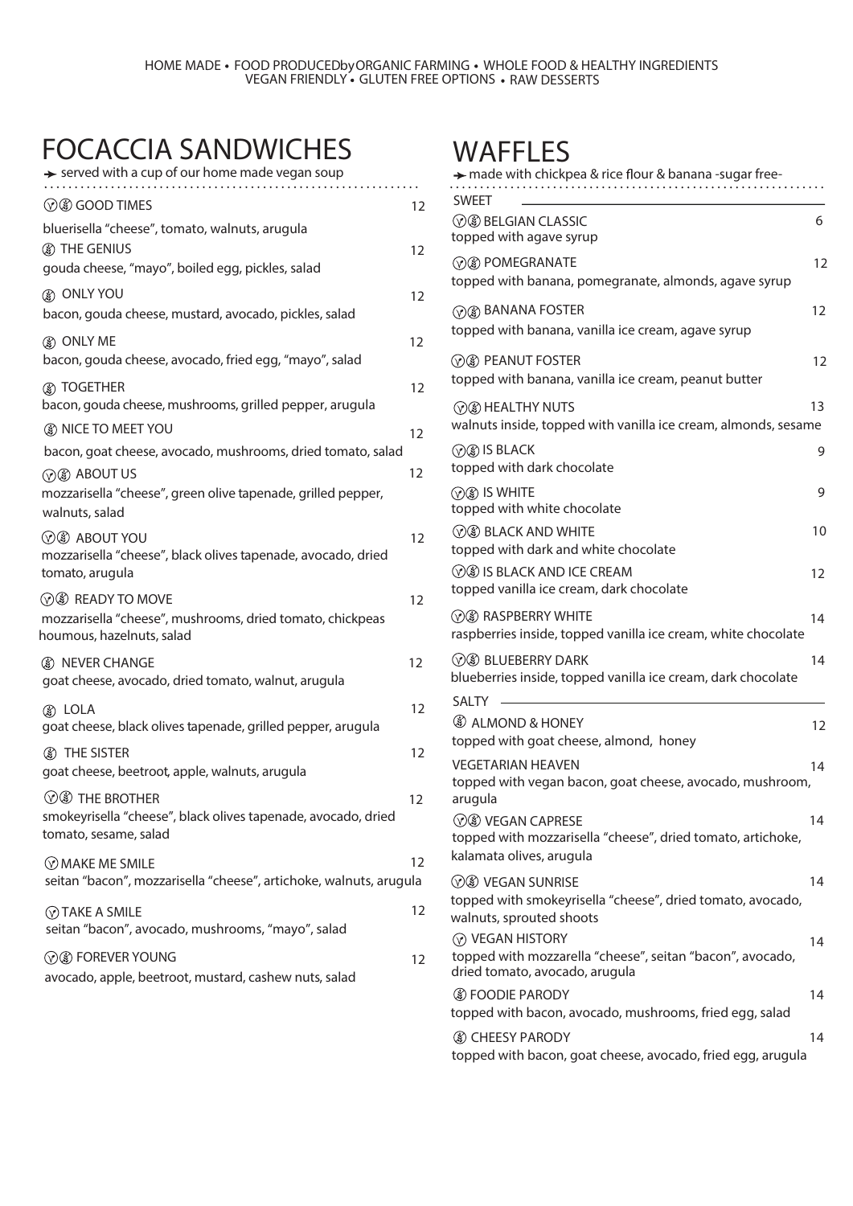HOME MADE • FOOD PRODUCEDbyORGANIC FARMING • WHOLE FOOD & HEALTHY INGREDIENTS
VEGAN FRIENDLY • GLUTEN FREE OPTIONS • RAW DESSERTS

# FOCACCIA SANDWICHES

→ served with a cup of our home made vegan soup

**Ⓥ㊉ GOOD TIMES** — 12
bluerisella "cheese", tomato, walnuts, arugula

**㊉ THE GENIUS** — 12
gouda cheese, "mayo", boiled egg, pickles, salad

**㊉ ONLY YOU** — 12
bacon, gouda cheese, mustard, avocado, pickles, salad

**㊉ ONLY ME** — 12
bacon, gouda cheese, avocado, fried egg, "mayo", salad

**㊉ TOGETHER** — 12
bacon, gouda cheese, mushrooms, grilled pepper, arugula

**㊉ NICE TO MEET YOU** — 12
bacon, goat cheese, avocado, mushrooms, dried tomato, salad

**Ⓥ㊉ ABOUT US** — 12
mozzarisella "cheese", green olive tapenade, grilled pepper, walnuts, salad

**Ⓥ㊉ ABOUT YOU** — 12
mozzarisella "cheese", black olives tapenade, avocado, dried tomato, arugula

**Ⓥ㊉ READY TO MOVE** — 12
mozzarisella "cheese", mushrooms, dried tomato, chickpeas houmous, hazelnuts, salad

**㊉ NEVER CHANGE** — 12
goat cheese, avocado, dried tomato, walnut, arugula

**㊉ LOLA** — 12
goat cheese, black olives tapenade, grilled pepper, arugula

**㊉ THE SISTER** — 12
goat cheese, beetroot, apple, walnuts, arugula

**Ⓥ㊉ THE BROTHER** — 12
smokeyrisella "cheese", black olives tapenade, avocado, dried tomato, sesame, salad

**Ⓥ MAKE ME SMILE** — 12
seitan "bacon", mozzarisella "cheese", artichoke, walnuts, arugula

**Ⓥ TAKE A SMILE** — 12
seitan "bacon", avocado, mushrooms, "mayo", salad

**Ⓥ㊉ FOREVER YOUNG** — 12
avocado, apple, beetroot, mustard, cashew nuts, salad

# WAFFLES

→ made with chickpea & rice flour & banana -sugar free-

## SWEET

**Ⓥ㊉ BELGIAN CLASSIC** — 6
topped with agave syrup

**Ⓥ㊉ POMEGRANATE** — 12
topped with banana, pomegranate, almonds, agave syrup

**Ⓥ㊉ BANANA FOSTER** — 12
topped with banana, vanilla ice cream, agave syrup

**Ⓥ㊉ PEANUT FOSTER** — 12
topped with banana, vanilla ice cream, peanut butter

**Ⓥ㊉ HEALTHY NUTS** — 13
walnuts inside, topped with vanilla ice cream, almonds, sesame

**Ⓥ㊉ IS BLACK** — 9
topped with dark chocolate

**Ⓥ㊉ IS WHITE** — 9
topped with white chocolate

**Ⓥ㊉ BLACK AND WHITE** — 10
topped with dark and white chocolate

**Ⓥ㊉ IS BLACK AND ICE CREAM** — 12
topped vanilla ice cream, dark chocolate

**Ⓥ㊉ RASPBERRY WHITE** — 14
raspberries inside, topped vanilla ice cream, white chocolate

**Ⓥ㊉ BLUEBERRY DARK** — 14
blueberries inside, topped vanilla ice cream, dark chocolate

## SALTY

**㊉ ALMOND & HONEY** — 12
topped with goat cheese, almond, honey

**VEGETARIAN HEAVEN** — 14
topped with vegan bacon, goat cheese, avocado, mushroom, arugula

**Ⓥ㊉ VEGAN CAPRESE** — 14
topped with mozzarisella "cheese", dried tomato, artichoke, kalamata olives, arugula

**Ⓥ㊉ VEGAN SUNRISE** — 14
topped with smokeyrisella "cheese", dried tomato, avocado, walnuts, sprouted shoots

**Ⓥ VEGAN HISTORY** — 14
topped with mozzarella "cheese", seitan "bacon", avocado, dried tomato, avocado, arugula

**㊉ FOODIE PARODY** — 14
topped with bacon, avocado, mushrooms, fried egg, salad

**㊉ CHEESY PARODY** — 14
topped with bacon, goat cheese, avocado, fried egg, arugula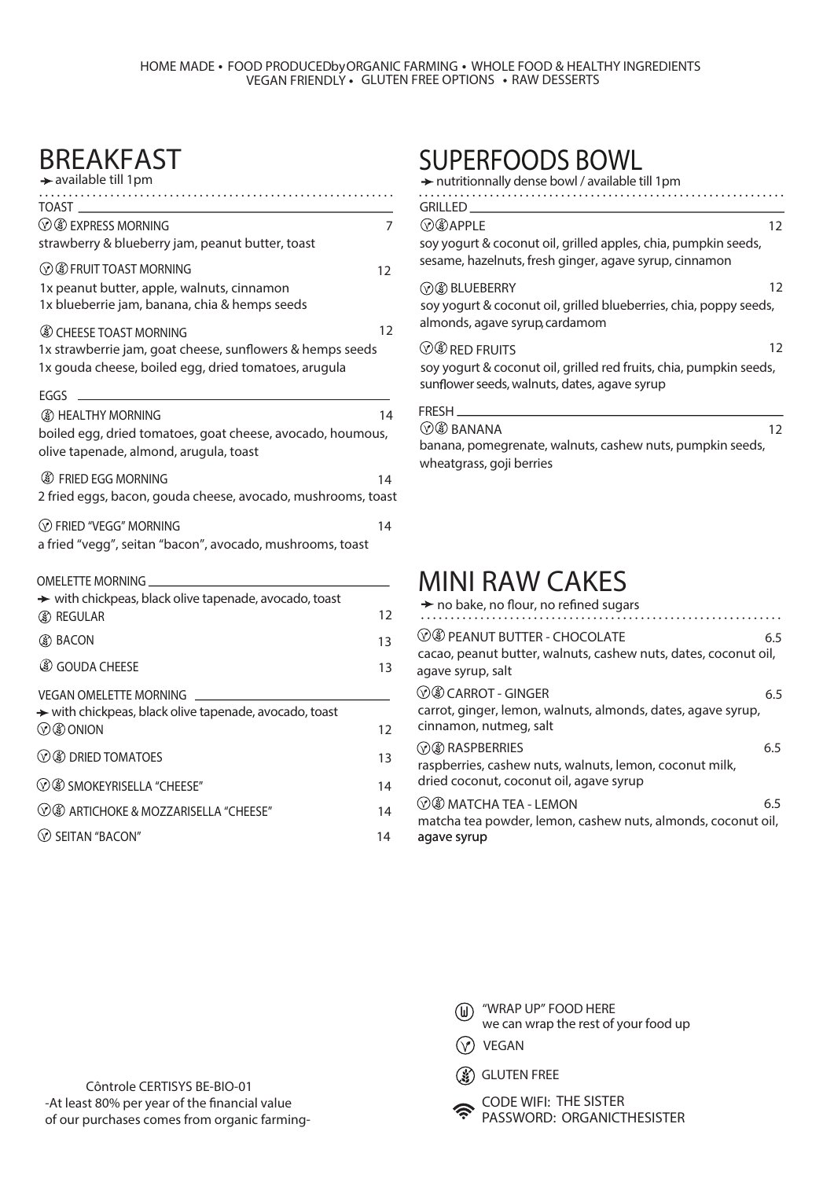HOME MADE • FOOD PRODUCED by ORGANIC FARMING • WHOLE FOOD & HEALTHY INGREDIENTS
VEGAN FRIENDLY • GLUTEN FREE OPTIONS • RAW DESSERTS

# BREAKFAST

→ available till 1pm

## TOAST

**(V)(GF) EXPRESS MORNING** — 7
strawberry & blueberry jam, peanut butter, toast

**(V)(GF) FRUIT TOAST MORNING** — 12
1x peanut butter, apple, walnuts, cinnamon
1x blueberrie jam, banana, chia & hemps seeds

**(GF) CHEESE TOAST MORNING** — 12
1x strawberrie jam, goat cheese, sunflowers & hemps seeds
1x gouda cheese, boiled egg, dried tomatoes, arugula

## EGGS

**(GF) HEALTHY MORNING** — 14
boiled egg, dried tomatoes, goat cheese, avocado, houmous, olive tapenade, almond, arugula, toast

**(GF) FRIED EGG MORNING** — 14
2 fried eggs, bacon, gouda cheese, avocado, mushrooms, toast

**(V) FRIED "VEGG" MORNING** — 14
a fried "vegg", seitan "bacon", avocado, mushrooms, toast

## OMELETTE MORNING

→ with chickpeas, black olive tapenade, avocado, toast

- (GF) REGULAR — 12
- (GF) BACON — 13
- (GF) GOUDA CHEESE — 13

## VEGAN OMELETTE MORNING

→ with chickpeas, black olive tapenade, avocado, toast

- (V)(GF) ONION — 12
- (V)(GF) DRIED TOMATOES — 13
- (V)(GF) SMOKEYRISELLA "CHEESE" — 14
- (V)(GF) ARTICHOKE & MOZZARISELLA "CHEESE" — 14
- (V) SEITAN "BACON" — 14

# SUPERFOODS BOWL

→ nutritionnally dense bowl / available till 1pm

## GRILLED

**(V)(GF) APPLE** — 12
soy yogurt & coconut oil, grilled apples, chia, pumpkin seeds, sesame, hazelnuts, fresh ginger, agave syrup, cinnamon

**(V)(GF) BLUEBERRY** — 12
soy yogurt & coconut oil, grilled blueberries, chia, poppy seeds, almonds, agave syrup, cardamom

**(V)(GF) RED FRUITS** — 12
soy yogurt & coconut oil, grilled red fruits, chia, pumpkin seeds, sunflower seeds, walnuts, dates, agave syrup

## FRESH

**(V)(GF) BANANA** — 12
banana, pomegrenate, walnuts, cashew nuts, pumpkin seeds, wheatgrass, goji berries

# MINI RAW CAKES

→ no bake, no flour, no refined sugars

**(V)(GF) PEANUT BUTTER - CHOCOLATE** — 6.5
cacao, peanut butter, walnuts, cashew nuts, dates, coconut oil, agave syrup, salt

**(V)(GF) CARROT - GINGER** — 6.5
carrot, ginger, lemon, walnuts, almonds, dates, agave syrup, cinnamon, nutmeg, salt

**(V)(GF) RASPBERRIES** — 6.5
raspberries, cashew nuts, walnuts, lemon, coconut milk, dried coconut, coconut oil, agave syrup

**(V)(GF) MATCHA TEA - LEMON** — 6.5
matcha tea powder, lemon, cashew nuts, almonds, coconut oil, agave syrup

Côntrole CERTISYS BE-BIO-01
-At least 80% per year of the financial value of our purchases comes from organic farming-

(W) "WRAP UP" FOOD HERE
we can wrap the rest of your food up

(V) VEGAN

(GF) GLUTEN FREE

CODE WIFI: THE SISTER
PASSWORD: ORGANICTHESISTER